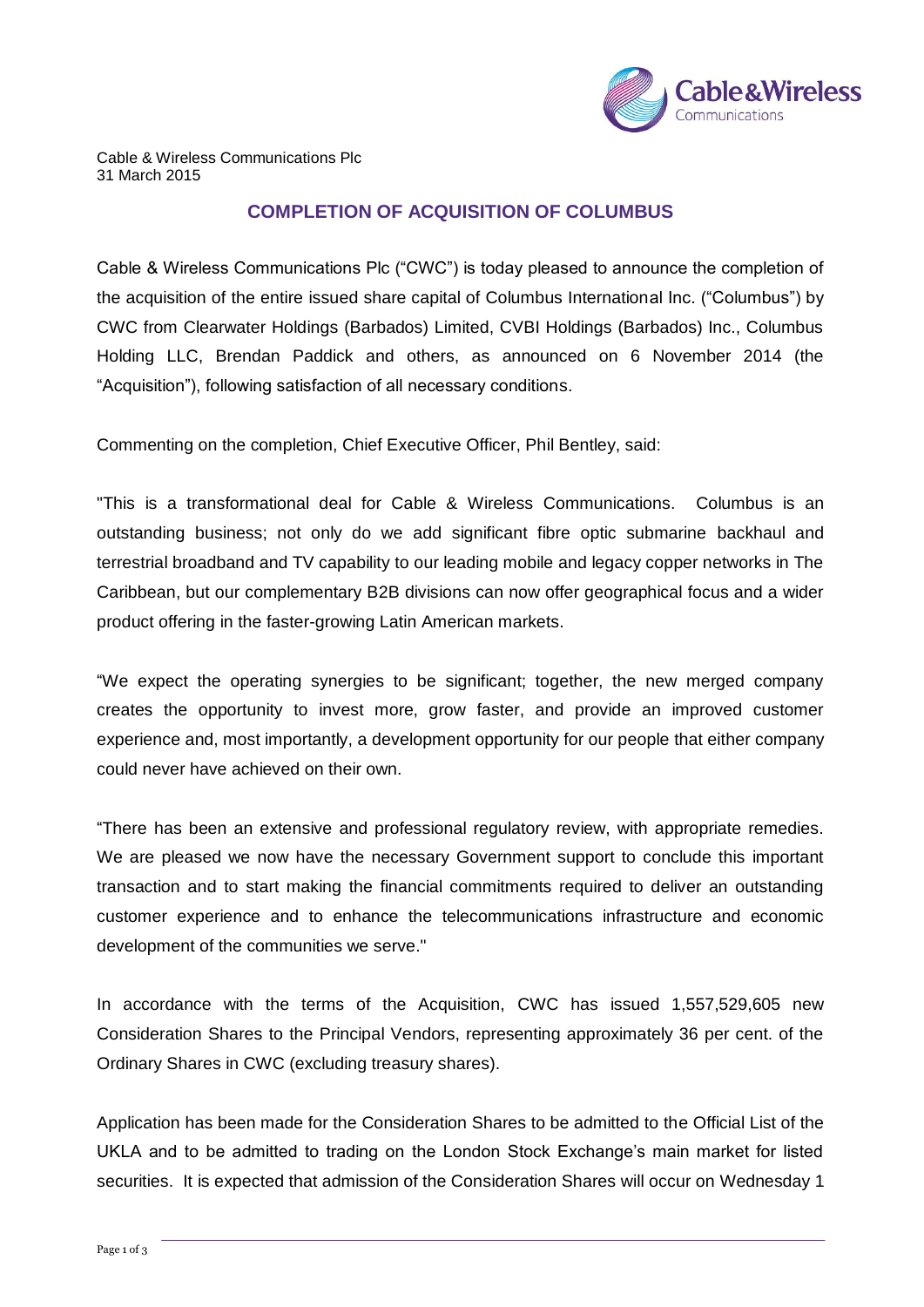Cable & Wireless Communications Plc
31 March 2015

# COMPLETION OF ACQUISITION OF COLUMBUS

Cable & Wireless Communications Plc ("CWC") is today pleased to announce the completion of the acquisition of the entire issued share capital of Columbus International Inc. ("Columbus") by CWC from Clearwater Holdings (Barbados) Limited, CVBI Holdings (Barbados) Inc., Columbus Holding LLC, Brendan Paddick and others, as announced on 6 November 2014 (the "Acquisition"), following satisfaction of all necessary conditions.

Commenting on the completion, Chief Executive Officer, Phil Bentley, said:

"This is a transformational deal for Cable & Wireless Communications. Columbus is an outstanding business; not only do we add significant fibre optic submarine backhaul and terrestrial broadband and TV capability to our leading mobile and legacy copper networks in The Caribbean, but our complementary B2B divisions can now offer geographical focus and a wider product offering in the faster-growing Latin American markets.

"We expect the operating synergies to be significant; together, the new merged company creates the opportunity to invest more, grow faster, and provide an improved customer experience and, most importantly, a development opportunity for our people that either company could never have achieved on their own.

"There has been an extensive and professional regulatory review, with appropriate remedies. We are pleased we now have the necessary Government support to conclude this important transaction and to start making the financial commitments required to deliver an outstanding customer experience and to enhance the telecommunications infrastructure and economic development of the communities we serve."

In accordance with the terms of the Acquisition, CWC has issued 1,557,529,605 new Consideration Shares to the Principal Vendors, representing approximately 36 per cent. of the Ordinary Shares in CWC (excluding treasury shares).

Application has been made for the Consideration Shares to be admitted to the Official List of the UKLA and to be admitted to trading on the London Stock Exchange's main market for listed securities. It is expected that admission of the Consideration Shares will occur on Wednesday 1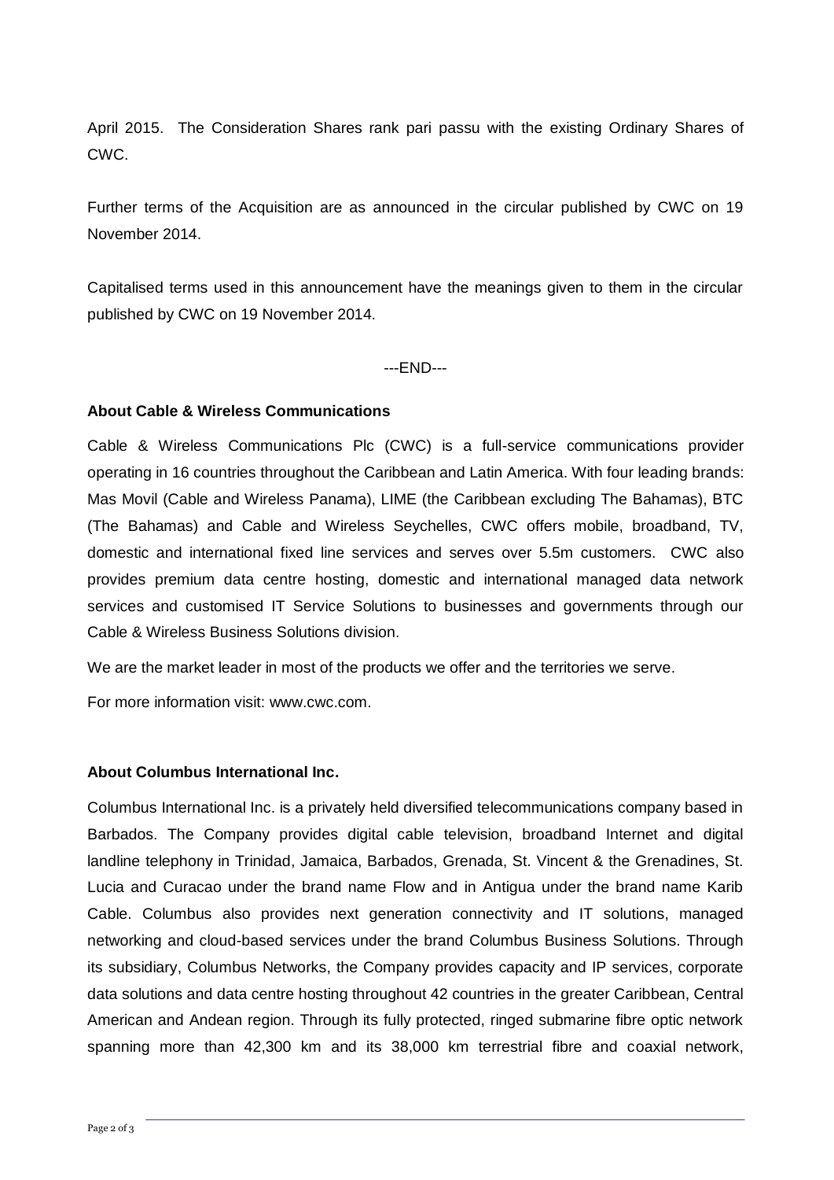April 2015. The Consideration Shares rank pari passu with the existing Ordinary Shares of CWC.

Further terms of the Acquisition are as announced in the circular published by CWC on 19 November 2014.

Capitalised terms used in this announcement have the meanings given to them in the circular published by CWC on 19 November 2014.

---END---

**About Cable & Wireless Communications**

Cable & Wireless Communications Plc (CWC) is a full-service communications provider operating in 16 countries throughout the Caribbean and Latin America. With four leading brands: Mas Movil (Cable and Wireless Panama), LIME (the Caribbean excluding The Bahamas), BTC (The Bahamas) and Cable and Wireless Seychelles, CWC offers mobile, broadband, TV, domestic and international fixed line services and serves over 5.5m customers. CWC also provides premium data centre hosting, domestic and international managed data network services and customised IT Service Solutions to businesses and governments through our Cable & Wireless Business Solutions division.

We are the market leader in most of the products we offer and the territories we serve.

For more information visit: www.cwc.com.

**About Columbus International Inc.**

Columbus International Inc. is a privately held diversified telecommunications company based in Barbados. The Company provides digital cable television, broadband Internet and digital landline telephony in Trinidad, Jamaica, Barbados, Grenada, St. Vincent & the Grenadines, St. Lucia and Curacao under the brand name Flow and in Antigua under the brand name Karib Cable. Columbus also provides next generation connectivity and IT solutions, managed networking and cloud-based services under the brand Columbus Business Solutions. Through its subsidiary, Columbus Networks, the Company provides capacity and IP services, corporate data solutions and data centre hosting throughout 42 countries in the greater Caribbean, Central American and Andean region. Through its fully protected, ringed submarine fibre optic network spanning more than 42,300 km and its 38,000 km terrestrial fibre and coaxial network,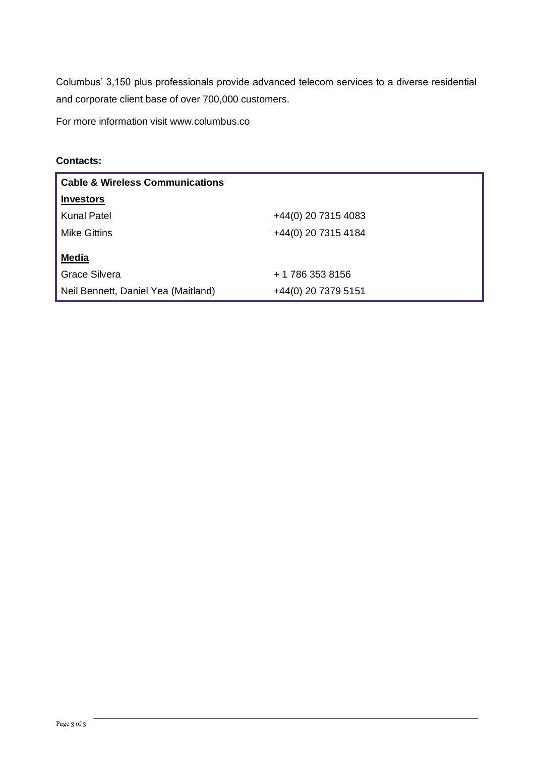Columbus' 3,150 plus professionals provide advanced telecom services to a diverse residential and corporate client base of over 700,000 customers.

For more information visit www.columbus.co

**Contacts:**

| | |
|---|---|
| **Cable & Wireless Communications** | |
| **<u>Investors</u>** | |
| Kunal Patel | +44(0) 20 7315 4083 |
| Mike Gittins | +44(0) 20 7315 4184 |
| **<u>Media</u>** | |
| Grace Silvera | + 1 786 353 8156 |
| Neil Bennett, Daniel Yea (Maitland) | +44(0) 20 7379 5151 |